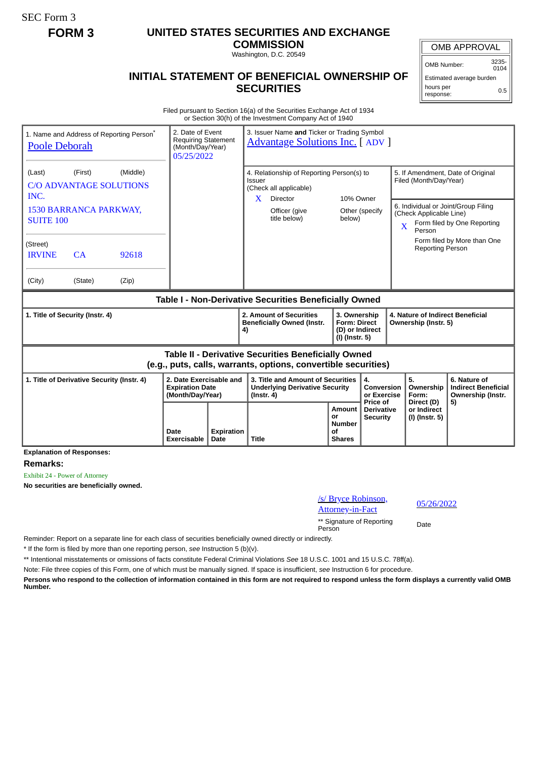SEC Form 3

**FORM 3**

# UNITED STATES SECURITIES AND EXCHANGE COMMISSION

Washington, D.C. 20549

## INITIAL STATEMENT OF BENEFICIAL OWNERSHIP OF SECURITIES

| OMB APPROVAL | |
|---|---|
| OMB Number: | 3235-0104 |
| Estimated average burden | |
| hours per response: | 0.5 |

Filed pursuant to Section 16(a) of the Securities Exchange Act of 1934
or Section 30(h) of the Investment Company Act of 1940

| 1. Name and Address of Reporting Person* | 2. Date of Event Requiring Statement (Month/Day/Year) | 3. Issuer Name and Ticker or Trading Symbol |
|---|---|---|
| Poole Deborah | 05/25/2022 | Advantage Solutions Inc. [ ADV ] |
| (Last) (First) (Middle) C/O ADVANTAGE SOLUTIONS INC. 1530 BARRANCA PARKWAY, SUITE 100 | | 4. Relationship of Reporting Person(s) to Issuer (Check all applicable): X Director; 10% Owner; Officer (give title below); Other (specify below) |
| (Street) IRVINE CA 92618 | | 5. If Amendment, Date of Original Filed (Month/Day/Year) |
| (City) (State) (Zip) | | 6. Individual or Joint/Group Filing (Check Applicable Line): X Form filed by One Reporting Person; Form filed by More than One Reporting Person |

**Table I - Non-Derivative Securities Beneficially Owned**

| 1. Title of Security (Instr. 4) | 2. Amount of Securities Beneficially Owned (Instr. 4) | 3. Ownership Form: Direct (D) or Indirect (I) (Instr. 5) | 4. Nature of Indirect Beneficial Ownership (Instr. 5) |
|---|---|---|---|

**Table II - Derivative Securities Beneficially Owned (e.g., puts, calls, warrants, options, convertible securities)**

| 1. Title of Derivative Security (Instr. 4) | 2. Date Exercisable and Expiration Date (Month/Day/Year) | | 3. Title and Amount of Securities Underlying Derivative Security (Instr. 4) | | 4. Conversion or Exercise Price of Derivative Security | 5. Ownership Form: Direct (D) or Indirect (I) (Instr. 5) | 6. Nature of Indirect Beneficial Ownership (Instr. 5) |
|---|---|---|---|---|---|---|---|
| | Date Exercisable | Expiration Date | Title | Amount or Number of Shares | | | |

**Explanation of Responses:**

**Remarks:**

Exhibit 24 - Power of Attorney

**No securities are beneficially owned.**

| /s/ Bryce Robinson, Attorney-in-Fact | 05/26/2022 |
|---|---|
| ** Signature of Reporting Person | Date |

Reminder: Report on a separate line for each class of securities beneficially owned directly or indirectly.

* If the form is filed by more than one reporting person, *see* Instruction 5 (b)(v).

** Intentional misstatements or omissions of facts constitute Federal Criminal Violations *See* 18 U.S.C. 1001 and 15 U.S.C. 78ff(a).

Note: File three copies of this Form, one of which must be manually signed. If space is insufficient, *see* Instruction 6 for procedure.

**Persons who respond to the collection of information contained in this form are not required to respond unless the form displays a currently valid OMB Number.**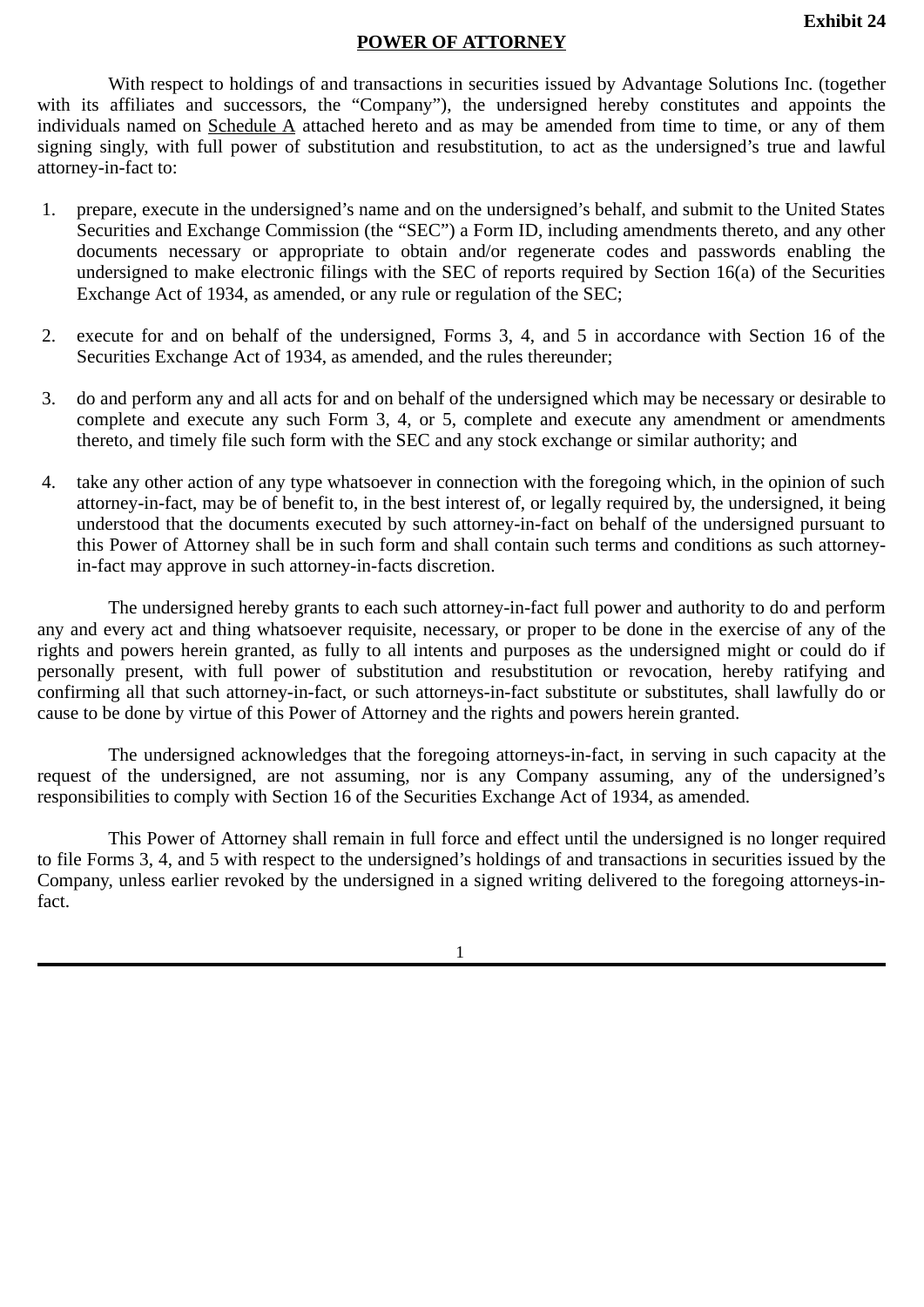**Exhibit 24**

**POWER OF ATTORNEY**

With respect to holdings of and transactions in securities issued by Advantage Solutions Inc. (together with its affiliates and successors, the "Company"), the undersigned hereby constitutes and appoints the individuals named on Schedule A attached hereto and as may be amended from time to time, or any of them signing singly, with full power of substitution and resubstitution, to act as the undersigned's true and lawful attorney-in-fact to:

1. prepare, execute in the undersigned's name and on the undersigned's behalf, and submit to the United States Securities and Exchange Commission (the "SEC") a Form ID, including amendments thereto, and any other documents necessary or appropriate to obtain and/or regenerate codes and passwords enabling the undersigned to make electronic filings with the SEC of reports required by Section 16(a) of the Securities Exchange Act of 1934, as amended, or any rule or regulation of the SEC;

2. execute for and on behalf of the undersigned, Forms 3, 4, and 5 in accordance with Section 16 of the Securities Exchange Act of 1934, as amended, and the rules thereunder;

3. do and perform any and all acts for and on behalf of the undersigned which may be necessary or desirable to complete and execute any such Form 3, 4, or 5, complete and execute any amendment or amendments thereto, and timely file such form with the SEC and any stock exchange or similar authority; and

4. take any other action of any type whatsoever in connection with the foregoing which, in the opinion of such attorney-in-fact, may be of benefit to, in the best interest of, or legally required by, the undersigned, it being understood that the documents executed by such attorney-in-fact on behalf of the undersigned pursuant to this Power of Attorney shall be in such form and shall contain such terms and conditions as such attorney-in-fact may approve in such attorney-in-facts discretion.

The undersigned hereby grants to each such attorney-in-fact full power and authority to do and perform any and every act and thing whatsoever requisite, necessary, or proper to be done in the exercise of any of the rights and powers herein granted, as fully to all intents and purposes as the undersigned might or could do if personally present, with full power of substitution and resubstitution or revocation, hereby ratifying and confirming all that such attorney-in-fact, or such attorneys-in-fact substitute or substitutes, shall lawfully do or cause to be done by virtue of this Power of Attorney and the rights and powers herein granted.

The undersigned acknowledges that the foregoing attorneys-in-fact, in serving in such capacity at the request of the undersigned, are not assuming, nor is any Company assuming, any of the undersigned's responsibilities to comply with Section 16 of the Securities Exchange Act of 1934, as amended.

This Power of Attorney shall remain in full force and effect until the undersigned is no longer required to file Forms 3, 4, and 5 with respect to the undersigned's holdings of and transactions in securities issued by the Company, unless earlier revoked by the undersigned in a signed writing delivered to the foregoing attorneys-in-fact.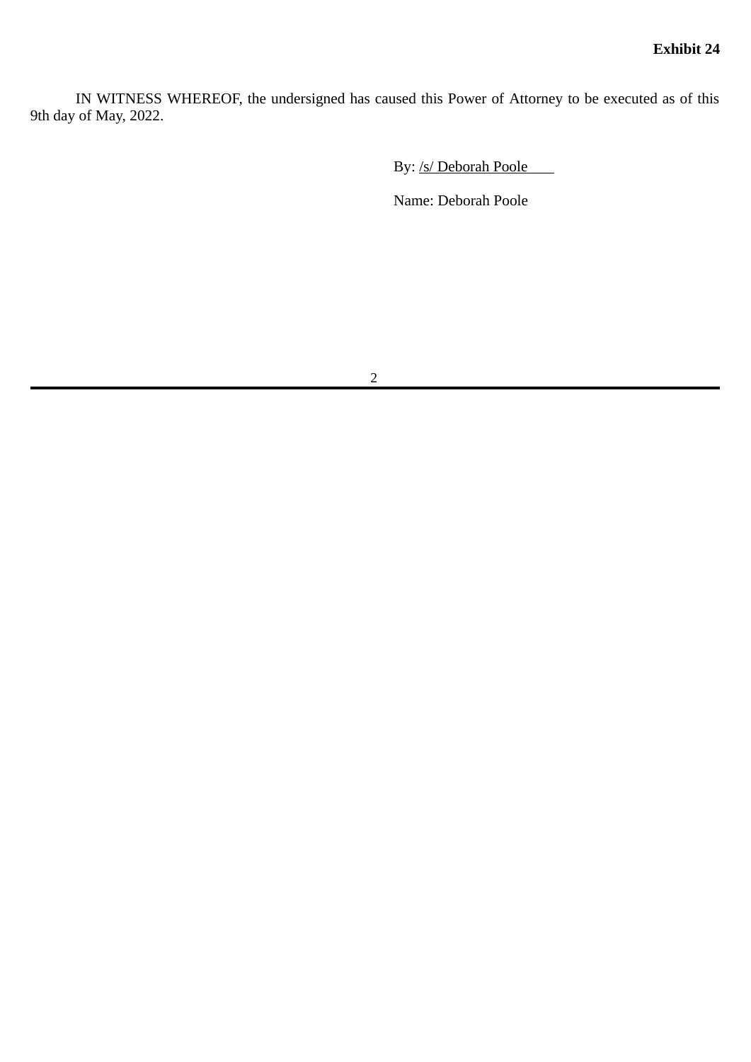**Exhibit 24**

IN WITNESS WHEREOF, the undersigned has caused this Power of Attorney to be executed as of this 9th day of May, 2022.

By: /s/ Deborah Poole

Name: Deborah Poole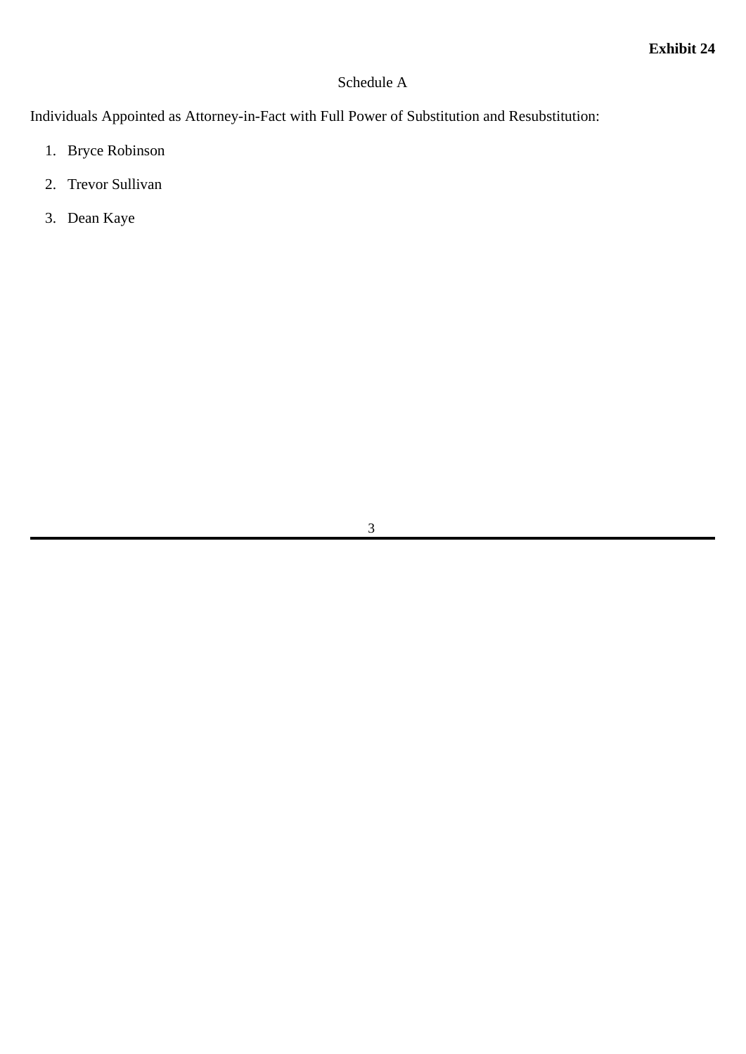**Exhibit 24**

Schedule A

Individuals Appointed as Attorney-in-Fact with Full Power of Substitution and Resubstitution:

1. Bryce Robinson
2. Trevor Sullivan
3. Dean Kaye